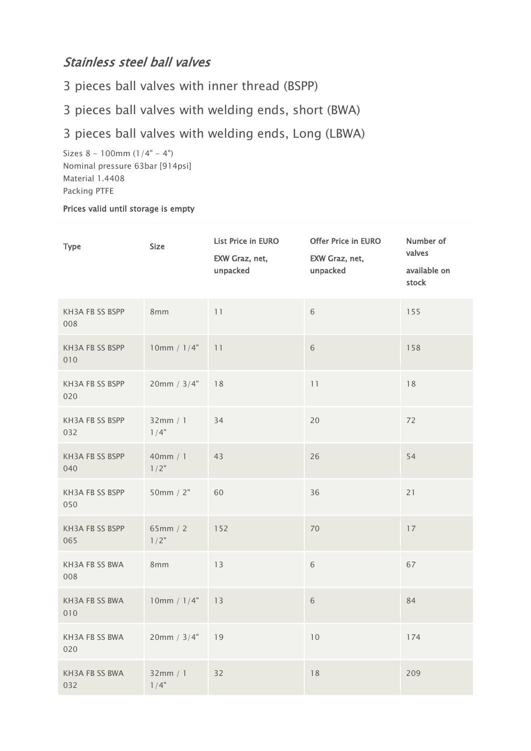## *Stainless steel ball valves*

3 pieces ball valves with inner thread (BSPP)

3 pieces ball valves with welding ends, short (BWA)

3 pieces ball valves with welding ends, Long (LBWA)

Sizes 8 - 100mm (1/4" - 4")
Nominal pressure 63bar [914psi]
Material 1.4408
Packing PTFE

**Prices valid until storage is empty**

| Type | Size | List Price in EURO EXW Graz, net, unpacked | Offer Price in EURO EXW Graz, net, unpacked | Number of valves available on stock |
|---|---|---|---|---|
| KH3A FB SS BSPP 008 | 8mm | 11 | 6 | 155 |
| KH3A FB SS BSPP 010 | 10mm / 1/4" | 11 | 6 | 158 |
| KH3A FB SS BSPP 020 | 20mm / 3/4" | 18 | 11 | 18 |
| KH3A FB SS BSPP 032 | 32mm / 1 1/4" | 34 | 20 | 72 |
| KH3A FB SS BSPP 040 | 40mm / 1 1/2" | 43 | 26 | 54 |
| KH3A FB SS BSPP 050 | 50mm / 2" | 60 | 36 | 21 |
| KH3A FB SS BSPP 065 | 65mm / 2 1/2" | 152 | 70 | 17 |
| KH3A FB SS BWA 008 | 8mm | 13 | 6 | 67 |
| KH3A FB SS BWA 010 | 10mm / 1/4" | 13 | 6 | 84 |
| KH3A FB SS BWA 020 | 20mm / 3/4" | 19 | 10 | 174 |
| KH3A FB SS BWA 032 | 32mm / 1 1/4" | 32 | 18 | 209 |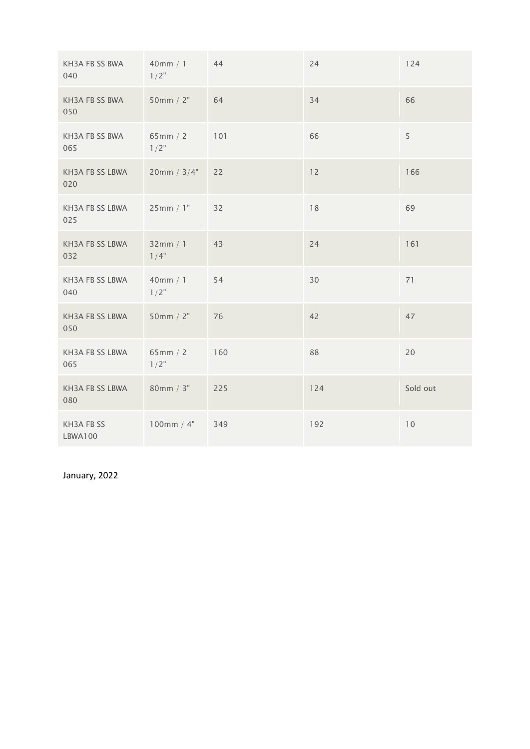| | | | | |
|---|---|---|---|---|
| KH3A FB SS BWA 040 | 40mm / 1 1/2" | 44 | 24 | 124 |
| KH3A FB SS BWA 050 | 50mm / 2" | 64 | 34 | 66 |
| KH3A FB SS BWA 065 | 65mm / 2 1/2" | 101 | 66 | 5 |
| KH3A FB SS LBWA 020 | 20mm / 3/4" | 22 | 12 | 166 |
| KH3A FB SS LBWA 025 | 25mm / 1" | 32 | 18 | 69 |
| KH3A FB SS LBWA 032 | 32mm / 1 1/4" | 43 | 24 | 161 |
| KH3A FB SS LBWA 040 | 40mm / 1 1/2" | 54 | 30 | 71 |
| KH3A FB SS LBWA 050 | 50mm / 2" | 76 | 42 | 47 |
| KH3A FB SS LBWA 065 | 65mm / 2 1/2" | 160 | 88 | 20 |
| KH3A FB SS LBWA 080 | 80mm / 3" | 225 | 124 | Sold out |
| KH3A FB SS LBWA100 | 100mm / 4" | 349 | 192 | 10 |

January, 2022